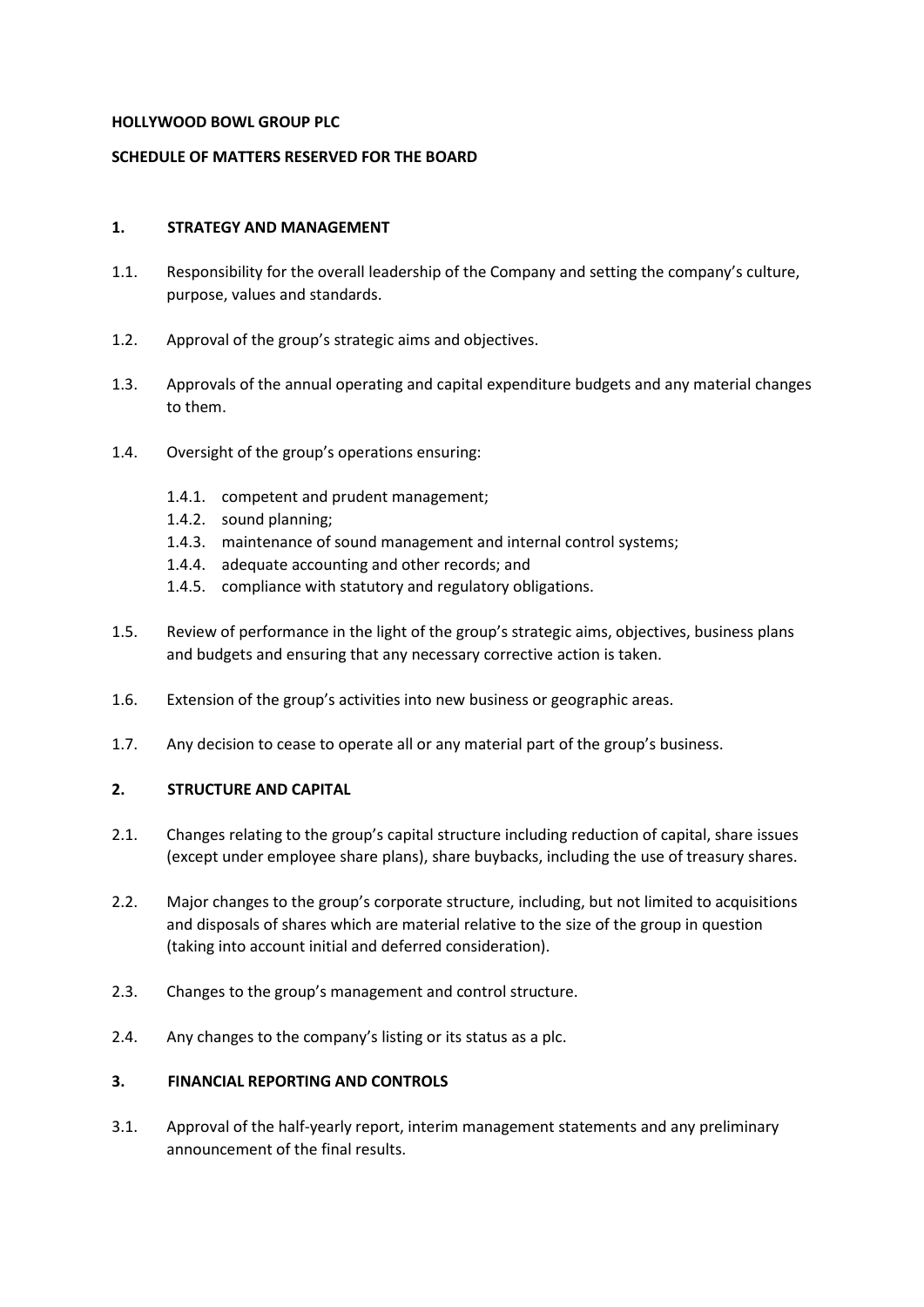**HOLLYWOOD BOWL GROUP PLC**

**SCHEDULE OF MATTERS RESERVED FOR THE BOARD**

## 1. STRATEGY AND MANAGEMENT

1.1. Responsibility for the overall leadership of the Company and setting the company's culture, purpose, values and standards.

1.2. Approval of the group's strategic aims and objectives.

1.3. Approvals of the annual operating and capital expenditure budgets and any material changes to them.

1.4. Oversight of the group's operations ensuring:

- 1.4.1. competent and prudent management;
- 1.4.2. sound planning;
- 1.4.3. maintenance of sound management and internal control systems;
- 1.4.4. adequate accounting and other records; and
- 1.4.5. compliance with statutory and regulatory obligations.

1.5. Review of performance in the light of the group's strategic aims, objectives, business plans and budgets and ensuring that any necessary corrective action is taken.

1.6. Extension of the group's activities into new business or geographic areas.

1.7. Any decision to cease to operate all or any material part of the group's business.

## 2. STRUCTURE AND CAPITAL

2.1. Changes relating to the group's capital structure including reduction of capital, share issues (except under employee share plans), share buybacks, including the use of treasury shares.

2.2. Major changes to the group's corporate structure, including, but not limited to acquisitions and disposals of shares which are material relative to the size of the group in question (taking into account initial and deferred consideration).

2.3. Changes to the group's management and control structure.

2.4. Any changes to the company's listing or its status as a plc.

## 3. FINANCIAL REPORTING AND CONTROLS

3.1. Approval of the half-yearly report, interim management statements and any preliminary announcement of the final results.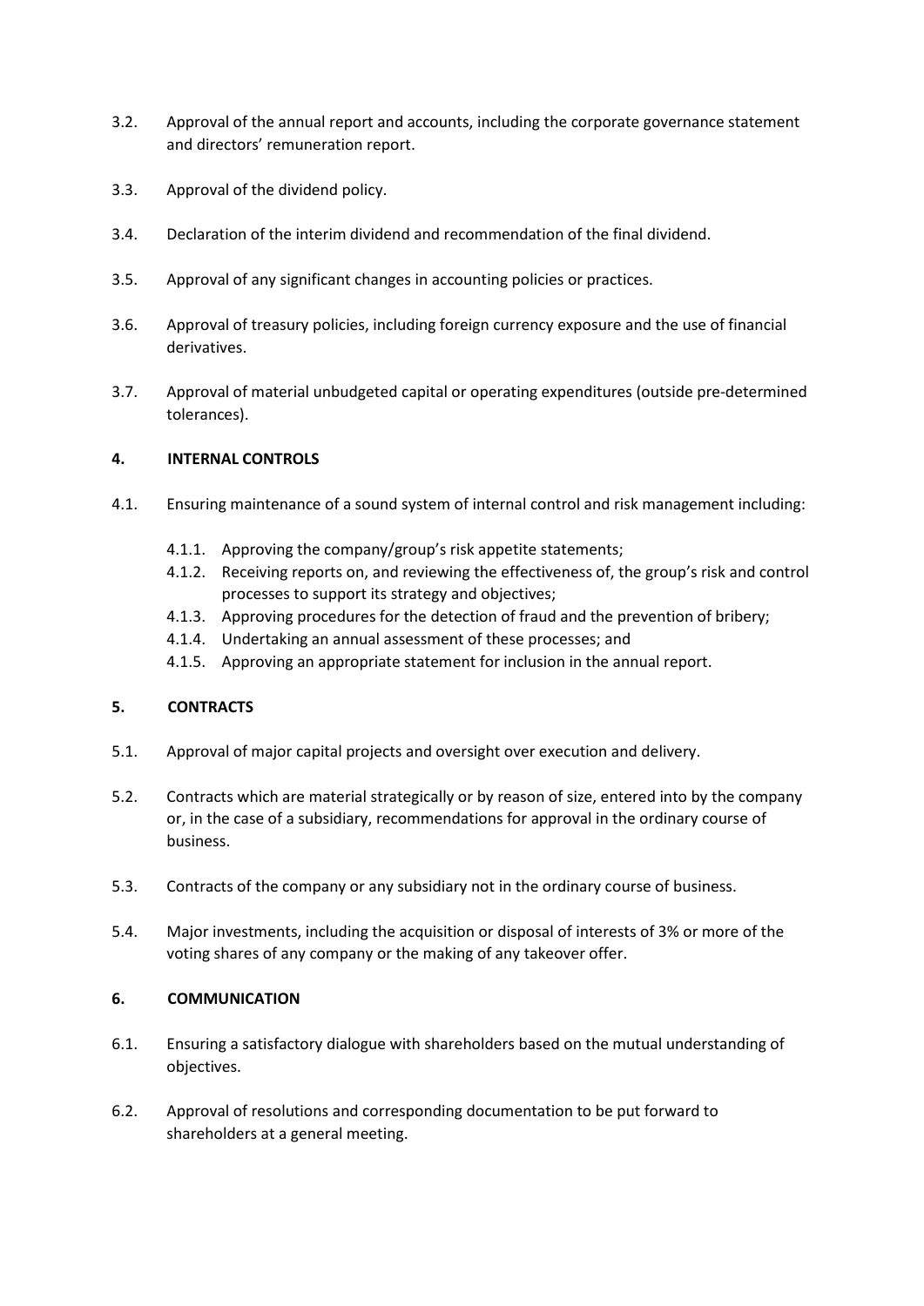3.2. Approval of the annual report and accounts, including the corporate governance statement and directors' remuneration report.

3.3. Approval of the dividend policy.

3.4. Declaration of the interim dividend and recommendation of the final dividend.

3.5. Approval of any significant changes in accounting policies or practices.

3.6. Approval of treasury policies, including foreign currency exposure and the use of financial derivatives.

3.7. Approval of material unbudgeted capital or operating expenditures (outside pre-determined tolerances).

## 4. INTERNAL CONTROLS

4.1. Ensuring maintenance of a sound system of internal control and risk management including:

- 4.1.1. Approving the company/group's risk appetite statements;
- 4.1.2. Receiving reports on, and reviewing the effectiveness of, the group's risk and control processes to support its strategy and objectives;
- 4.1.3. Approving procedures for the detection of fraud and the prevention of bribery;
- 4.1.4. Undertaking an annual assessment of these processes; and
- 4.1.5. Approving an appropriate statement for inclusion in the annual report.

## 5. CONTRACTS

5.1. Approval of major capital projects and oversight over execution and delivery.

5.2. Contracts which are material strategically or by reason of size, entered into by the company or, in the case of a subsidiary, recommendations for approval in the ordinary course of business.

5.3. Contracts of the company or any subsidiary not in the ordinary course of business.

5.4. Major investments, including the acquisition or disposal of interests of 3% or more of the voting shares of any company or the making of any takeover offer.

## 6. COMMUNICATION

6.1. Ensuring a satisfactory dialogue with shareholders based on the mutual understanding of objectives.

6.2. Approval of resolutions and corresponding documentation to be put forward to shareholders at a general meeting.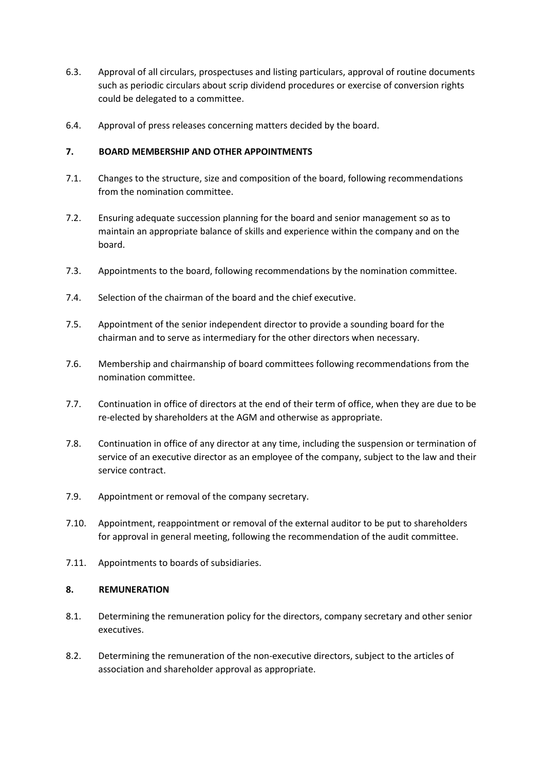6.3. Approval of all circulars, prospectuses and listing particulars, approval of routine documents such as periodic circulars about scrip dividend procedures or exercise of conversion rights could be delegated to a committee.

6.4. Approval of press releases concerning matters decided by the board.

**7. BOARD MEMBERSHIP AND OTHER APPOINTMENTS**

7.1. Changes to the structure, size and composition of the board, following recommendations from the nomination committee.

7.2. Ensuring adequate succession planning for the board and senior management so as to maintain an appropriate balance of skills and experience within the company and on the board.

7.3. Appointments to the board, following recommendations by the nomination committee.

7.4. Selection of the chairman of the board and the chief executive.

7.5. Appointment of the senior independent director to provide a sounding board for the chairman and to serve as intermediary for the other directors when necessary.

7.6. Membership and chairmanship of board committees following recommendations from the nomination committee.

7.7. Continuation in office of directors at the end of their term of office, when they are due to be re-elected by shareholders at the AGM and otherwise as appropriate.

7.8. Continuation in office of any director at any time, including the suspension or termination of service of an executive director as an employee of the company, subject to the law and their service contract.

7.9. Appointment or removal of the company secretary.

7.10. Appointment, reappointment or removal of the external auditor to be put to shareholders for approval in general meeting, following the recommendation of the audit committee.

7.11. Appointments to boards of subsidiaries.

**8. REMUNERATION**

8.1. Determining the remuneration policy for the directors, company secretary and other senior executives.

8.2. Determining the remuneration of the non-executive directors, subject to the articles of association and shareholder approval as appropriate.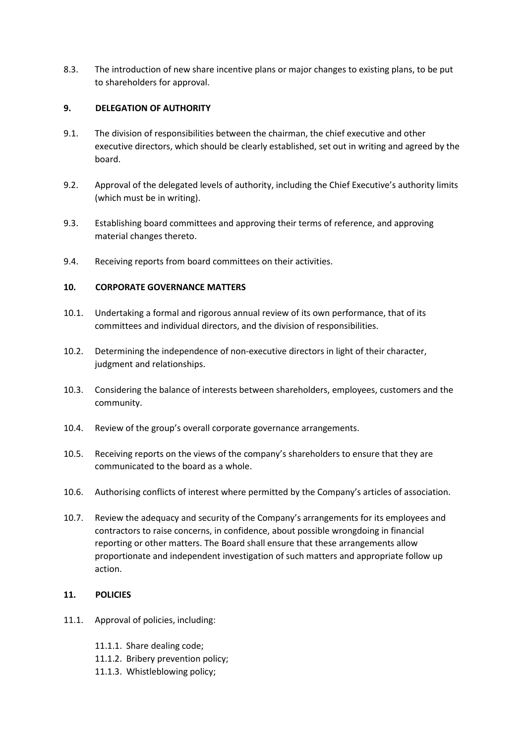8.3. The introduction of new share incentive plans or major changes to existing plans, to be put to shareholders for approval.

## 9. DELEGATION OF AUTHORITY

9.1. The division of responsibilities between the chairman, the chief executive and other executive directors, which should be clearly established, set out in writing and agreed by the board.

9.2. Approval of the delegated levels of authority, including the Chief Executive's authority limits (which must be in writing).

9.3. Establishing board committees and approving their terms of reference, and approving material changes thereto.

9.4. Receiving reports from board committees on their activities.

## 10. CORPORATE GOVERNANCE MATTERS

10.1. Undertaking a formal and rigorous annual review of its own performance, that of its committees and individual directors, and the division of responsibilities.

10.2. Determining the independence of non-executive directors in light of their character, judgment and relationships.

10.3. Considering the balance of interests between shareholders, employees, customers and the community.

10.4. Review of the group's overall corporate governance arrangements.

10.5. Receiving reports on the views of the company's shareholders to ensure that they are communicated to the board as a whole.

10.6. Authorising conflicts of interest where permitted by the Company's articles of association.

10.7. Review the adequacy and security of the Company's arrangements for its employees and contractors to raise concerns, in confidence, about possible wrongdoing in financial reporting or other matters. The Board shall ensure that these arrangements allow proportionate and independent investigation of such matters and appropriate follow up action.

## 11. POLICIES

11.1. Approval of policies, including:

- 11.1.1. Share dealing code;
- 11.1.2. Bribery prevention policy;
- 11.1.3. Whistleblowing policy;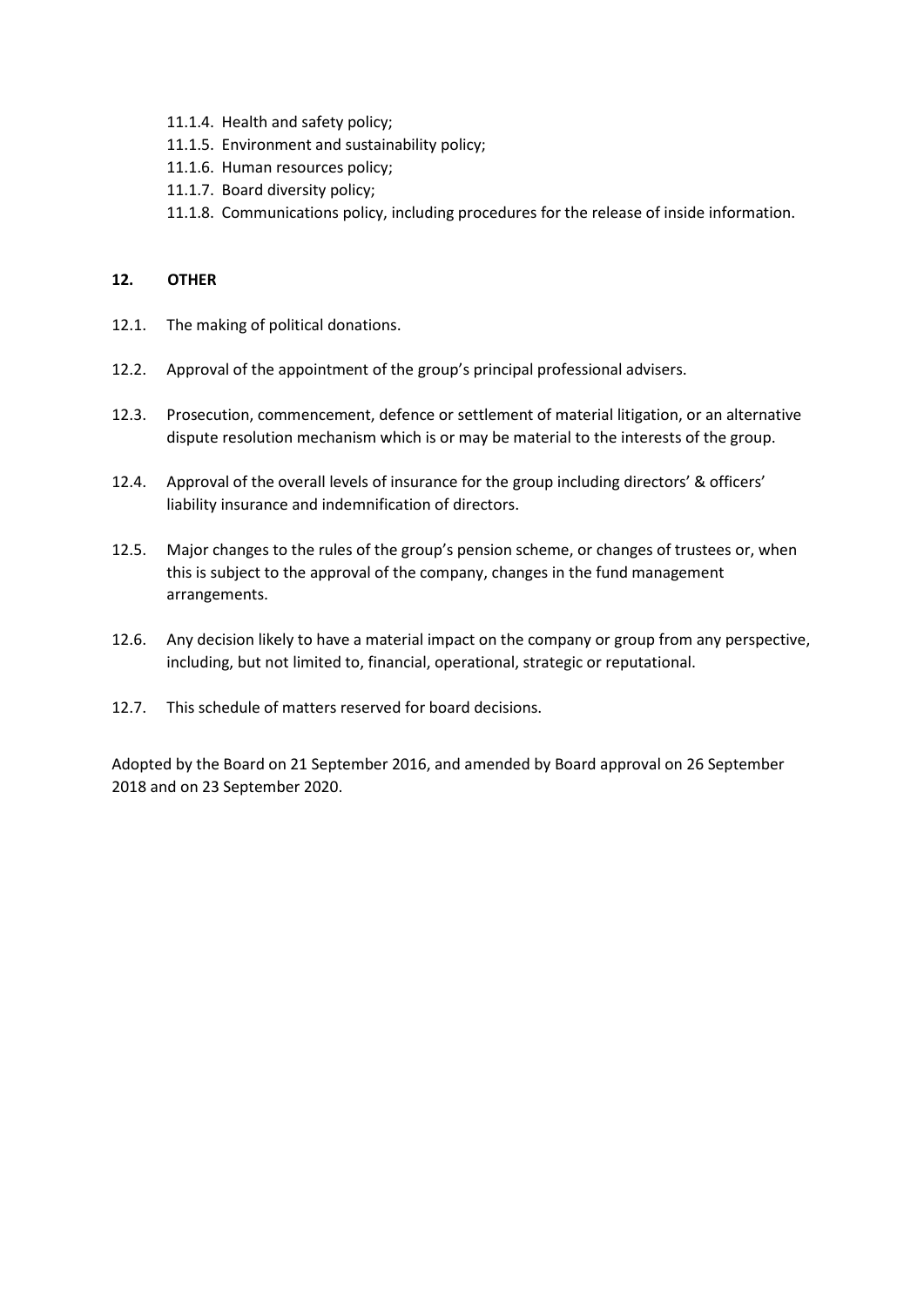- 11.1.4. Health and safety policy;
- 11.1.5. Environment and sustainability policy;
- 11.1.6. Human resources policy;
- 11.1.7. Board diversity policy;
- 11.1.8. Communications policy, including procedures for the release of inside information.

## 12. OTHER

12.1. The making of political donations.

12.2. Approval of the appointment of the group's principal professional advisers.

12.3. Prosecution, commencement, defence or settlement of material litigation, or an alternative dispute resolution mechanism which is or may be material to the interests of the group.

12.4. Approval of the overall levels of insurance for the group including directors' & officers' liability insurance and indemnification of directors.

12.5. Major changes to the rules of the group's pension scheme, or changes of trustees or, when this is subject to the approval of the company, changes in the fund management arrangements.

12.6. Any decision likely to have a material impact on the company or group from any perspective, including, but not limited to, financial, operational, strategic or reputational.

12.7. This schedule of matters reserved for board decisions.

Adopted by the Board on 21 September 2016, and amended by Board approval on 26 September 2018 and on 23 September 2020.